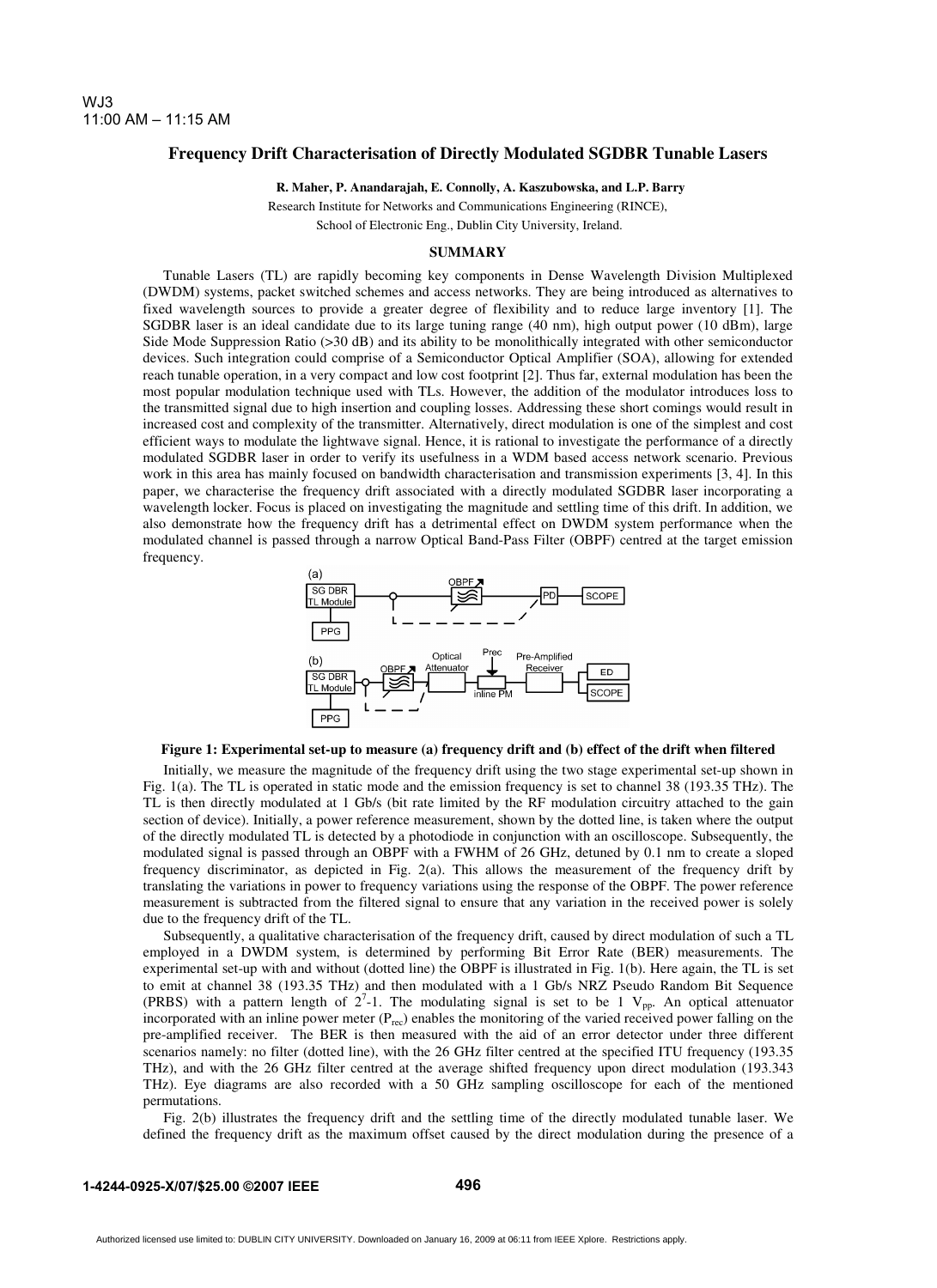WJ3
11:00 AM – 11:15 AM

# Frequency Drift Characterisation of Directly Modulated SGDBR Tunable Lasers

**R. Maher, P. Anandarajah, E. Connolly, A. Kaszubowska, and L.P. Barry**

Research Institute for Networks and Communications Engineering (RINCE),
School of Electronic Eng., Dublin City University, Ireland.

## SUMMARY

Tunable Lasers (TL) are rapidly becoming key components in Dense Wavelength Division Multiplexed (DWDM) systems, packet switched schemes and access networks. They are being introduced as alternatives to fixed wavelength sources to provide a greater degree of flexibility and to reduce large inventory [1]. The SGDBR laser is an ideal candidate due to its large tuning range (40 nm), high output power (10 dBm), large Side Mode Suppression Ratio (>30 dB) and its ability to be monolithically integrated with other semiconductor devices. Such integration could comprise of a Semiconductor Optical Amplifier (SOA), allowing for extended reach tunable operation, in a very compact and low cost footprint [2]. Thus far, external modulation has been the most popular modulation technique used with TLs. However, the addition of the modulator introduces loss to the transmitted signal due to high insertion and coupling losses. Addressing these short comings would result in increased cost and complexity of the transmitter. Alternatively, direct modulation is one of the simplest and cost efficient ways to modulate the lightwave signal. Hence, it is rational to investigate the performance of a directly modulated SGDBR laser in order to verify its usefulness in a WDM based access network scenario. Previous work in this area has mainly focused on bandwidth characterisation and transmission experiments [3, 4]. In this paper, we characterise the frequency drift associated with a directly modulated SGDBR laser incorporating a wavelength locker. Focus is placed on investigating the magnitude and settling time of this drift. In addition, we also demonstrate how the frequency drift has a detrimental effect on DWDM system performance when the modulated channel is passed through a narrow Optical Band-Pass Filter (OBPF) centred at the target emission frequency.

**Figure 1: Experimental set-up to measure (a) frequency drift and (b) effect of the drift when filtered**

Initially, we measure the magnitude of the frequency drift using the two stage experimental set-up shown in Fig. 1(a). The TL is operated in static mode and the emission frequency is set to channel 38 (193.35 THz). The TL is then directly modulated at 1 Gb/s (bit rate limited by the RF modulation circuitry attached to the gain section of device). Initially, a power reference measurement, shown by the dotted line, is taken where the output of the directly modulated TL is detected by a photodiode in conjunction with an oscilloscope. Subsequently, the modulated signal is passed through an OBPF with a FWHM of 26 GHz, detuned by 0.1 nm to create a sloped frequency discriminator, as depicted in Fig. 2(a). This allows the measurement of the frequency drift by translating the variations in power to frequency variations using the response of the OBPF. The power reference measurement is subtracted from the filtered signal to ensure that any variation in the received power is solely due to the frequency drift of the TL.

Subsequently, a qualitative characterisation of the frequency drift, caused by direct modulation of such a TL employed in a DWDM system, is determined by performing Bit Error Rate (BER) measurements. The experimental set-up with and without (dotted line) the OBPF is illustrated in Fig. 1(b). Here again, the TL is set to emit at channel 38 (193.35 THz) and then modulated with a 1 Gb/s NRZ Pseudo Random Bit Sequence (PRBS) with a pattern length of $2^7$-1. The modulating signal is set to be 1 $V_{pp}$. An optical attenuator incorporated with an inline power meter ($P_{rec}$) enables the monitoring of the varied received power falling on the pre-amplified receiver. The BER is then measured with the aid of an error detector under three different scenarios namely: no filter (dotted line), with the 26 GHz filter centred at the specified ITU frequency (193.35 THz), and with the 26 GHz filter centred at the average shifted frequency upon direct modulation (193.343 THz). Eye diagrams are also recorded with a 50 GHz sampling oscilloscope for each of the mentioned permutations.

Fig. 2(b) illustrates the frequency drift and the settling time of the directly modulated tunable laser. We defined the frequency drift as the maximum offset caused by the direct modulation during the presence of a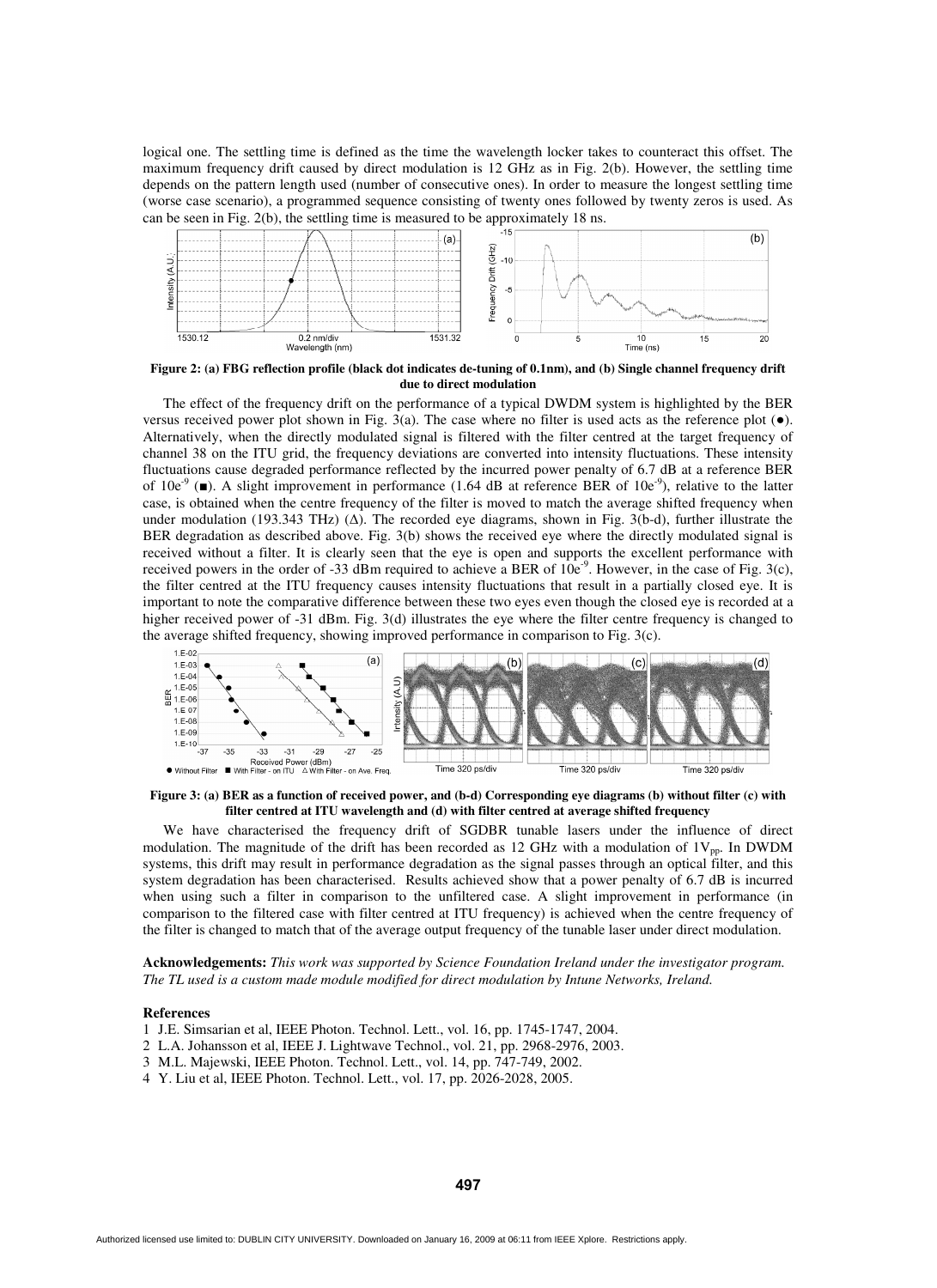logical one. The settling time is defined as the time the wavelength locker takes to counteract this offset. The maximum frequency drift caused by direct modulation is 12 GHz as in Fig. 2(b). However, the settling time depends on the pattern length used (number of consecutive ones). In order to measure the longest settling time (worse case scenario), a programmed sequence consisting of twenty ones followed by twenty zeros is used. As can be seen in Fig. 2(b), the settling time is measured to be approximately 18 ns.

(a)
Intensity (A.U.)
1530.12
0.2 nm/div
Wavelength (nm)
1531.32

(b)
Frequency Drift (GHz)
-15
-10
-5
0
0
5
10
15
20
Time (ns)

**Figure 2: (a) FBG reflection profile (black dot indicates de-tuning of 0.1nm), and (b) Single channel frequency drift due to direct modulation**

The effect of the frequency drift on the performance of a typical DWDM system is highlighted by the BER versus received power plot shown in Fig. 3(a). The case where no filter is used acts as the reference plot (●). Alternatively, when the directly modulated signal is filtered with the filter centred at the target frequency of channel 38 on the ITU grid, the frequency deviations are converted into intensity fluctuations. These intensity fluctuations cause degraded performance reflected by the incurred power penalty of 6.7 dB at a reference BER of $10e^{-9}$ (■). A slight improvement in performance (1.64 dB at reference BER of $10e^{-9}$), relative to the latter case, is obtained when the centre frequency of the filter is moved to match the average shifted frequency when under modulation (193.343 THz) (∆). The recorded eye diagrams, shown in Fig. 3(b-d), further illustrate the BER degradation as described above. Fig. 3(b) shows the received eye where the directly modulated signal is received without a filter. It is clearly seen that the eye is open and supports the excellent performance with received powers in the order of -33 dBm required to achieve a BER of $10e^{-9}$. However, in the case of Fig. 3(c), the filter centred at the ITU frequency causes intensity fluctuations that result in a partially closed eye. It is important to note the comparative difference between these two eyes even though the closed eye is recorded at a higher received power of -31 dBm. Fig. 3(d) illustrates the eye where the filter centre frequency is changed to the average shifted frequency, showing improved performance in comparison to Fig. 3(c).

(a)
BER
1.E-02
1.E-03
1.E-04
1.E-05
1.E-06
1.E 07
1.E-08
1.E-09
1.E-10
-37
-35
-33
-31
-29
-27
-25
Received Power (dBm)
● Without Filter ■ With Filter - on ITU ∆ With Filter - on Ave. Freq.

(b) (c) (d)
Intensity (A.U)
Time 320 ps/div
Time 320 ps/div
Time 320 ps/div

**Figure 3: (a) BER as a function of received power, and (b-d) Corresponding eye diagrams (b) without filter (c) with filter centred at ITU wavelength and (d) with filter centred at average shifted frequency**

We have characterised the frequency drift of SGDBR tunable lasers under the influence of direct modulation. The magnitude of the drift has been recorded as 12 GHz with a modulation of $1V_{pp}$. In DWDM systems, this drift may result in performance degradation as the signal passes through an optical filter, and this system degradation has been characterised. Results achieved show that a power penalty of 6.7 dB is incurred when using such a filter in comparison to the unfiltered case. A slight improvement in performance (in comparison to the filtered case with filter centred at ITU frequency) is achieved when the centre frequency of the filter is changed to match that of the average output frequency of the tunable laser under direct modulation.

**Acknowledgements:** *This work was supported by Science Foundation Ireland under the investigator program. The TL used is a custom made module modified for direct modulation by Intune Networks, Ireland.*

**References**

1 J.E. Simsarian et al, IEEE Photon. Technol. Lett., vol. 16, pp. 1745-1747, 2004.
2 L.A. Johansson et al, IEEE J. Lightwave Technol., vol. 21, pp. 2968-2976, 2003.
3 M.L. Majewski, IEEE Photon. Technol. Lett., vol. 14, pp. 747-749, 2002.
4 Y. Liu et al, IEEE Photon. Technol. Lett., vol. 17, pp. 2026-2028, 2005.